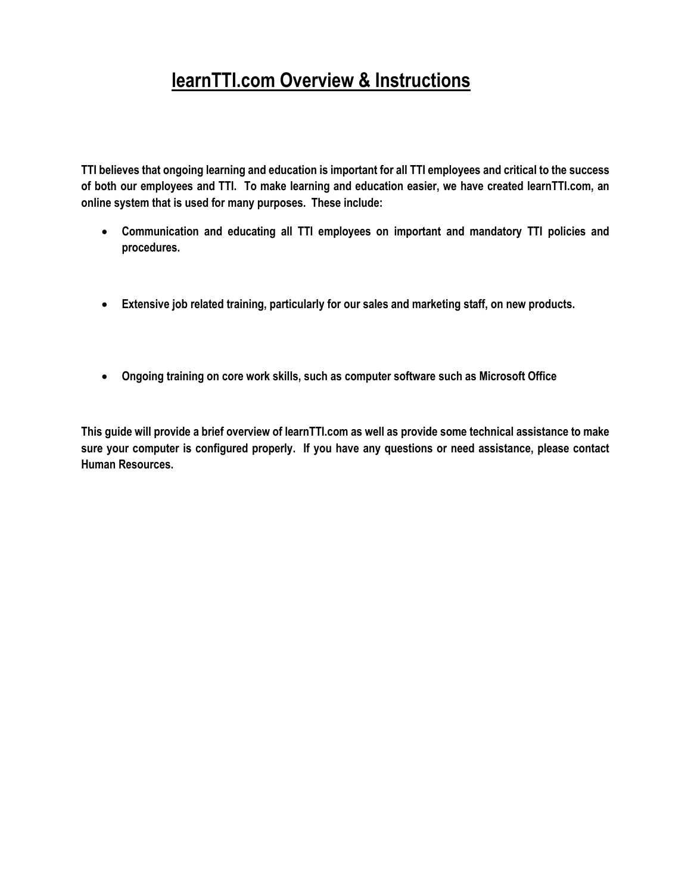# learnTTI.com Overview & Instructions

**TTI believes that ongoing learning and education is important for all TTI employees and critical to the success of both our employees and TTI. To make learning and education easier, we have created learnTTI.com, an online system that is used for many purposes. These include:**

- **Communication and educating all TTI employees on important and mandatory TTI policies and procedures.**

- **Extensive job related training, particularly for our sales and marketing staff, on new products.**

- **Ongoing training on core work skills, such as computer software such as Microsoft Office**

**This guide will provide a brief overview of learnTTI.com as well as provide some technical assistance to make sure your computer is configured properly. If you have any questions or need assistance, please contact Human Resources.**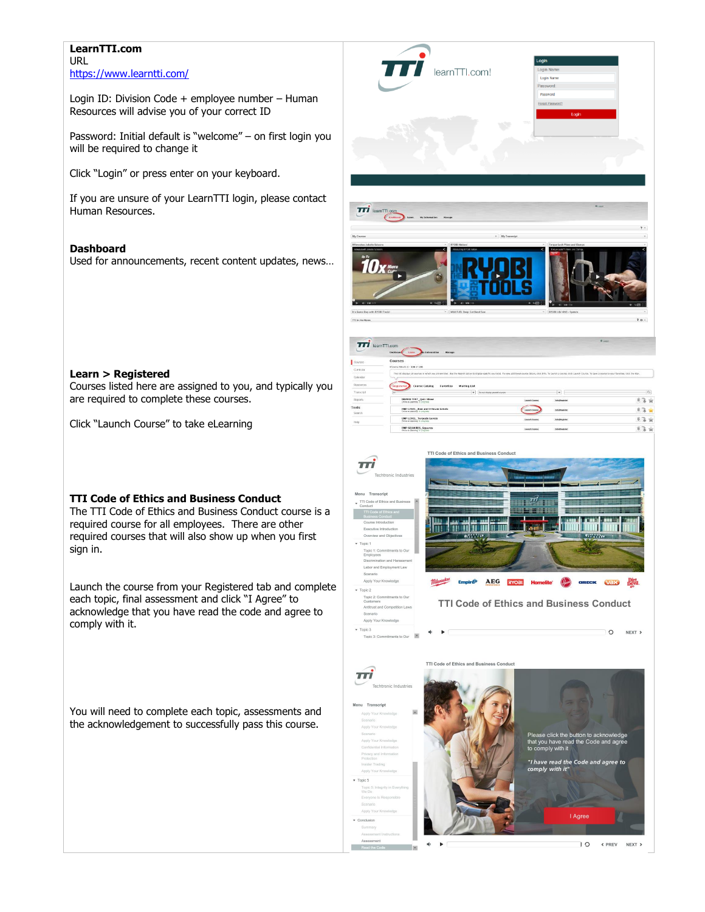**LearnTTI.com**
URL
https://www.learntti.com/

Login ID: Division Code + employee number – Human Resources will advise you of your correct ID

Password: Initial default is "welcome" – on first login you will be required to change it

Click "Login" or press enter on your keyboard.

If you are unsure of your LearnTTI login, please contact Human Resources.

**Dashboard**
Used for announcements, recent content updates, news…

**Learn > Registered**
Courses listed here are assigned to you, and typically you are required to complete these courses.

Click "Launch Course" to take eLearning

**TTI Code of Ethics and Business Conduct**
The TTI Code of Ethics and Business Conduct course is a required course for all employees. There are other required courses that will also show up when you first sign in.

Launch the course from your Registered tab and complete each topic, final assessment and click "I Agree" to acknowledge that you have read the code and agree to comply with it.

You will need to complete each topic, assessments and the acknowledgement to successfully pass this course.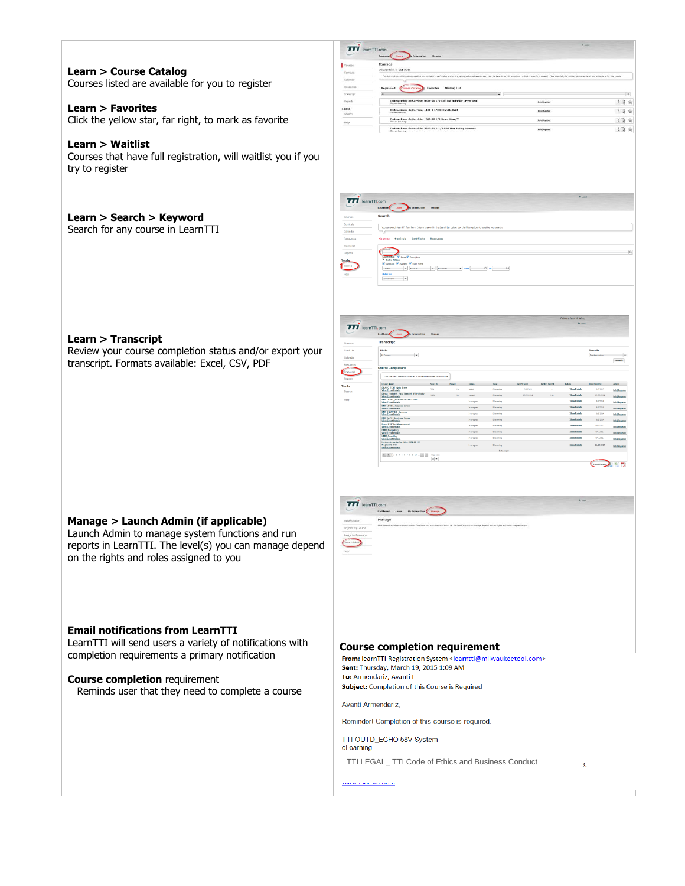**Learn > Course Catalog**
Courses listed are available for you to register

**Learn > Favorites**
Click the yellow star, far right, to mark as favorite

**Learn > Waitlist**
Courses that have full registration, will waitlist you if you try to register

**Learn > Search > Keyword**
Search for any course in LearnTTI

**Learn > Transcript**
Review your course completion status and/or export your transcript. Formats available: Excel, CSV, PDF

**Manage > Launch Admin (if applicable)**
Launch Admin to manage system functions and run reports in LearnTTI. The level(s) you can manage depend on the rights and roles assigned to you

**Email notifications from LearnTTI**
LearnTTI will send users a variety of notifications with completion requirements a primary notification

**Course completion** requirement
Reminds user that they need to complete a course

**Course completion requirement**

**From:** learnTTI Registration System <learntti@milwaukeetool.com>
**Sent:** Thursday, March 19, 2015 1:09 AM
**To:** Armendariz, Avanti L
**Subject:** Completion of this Course is Required

Avanti Armendariz,

Reminder! Completion of this course is required.

TTI OUTD_ECHO 58V System
eLearning

TTI LEGAL_ TTI Code of Ethics and Business Conduct

www.learntti.com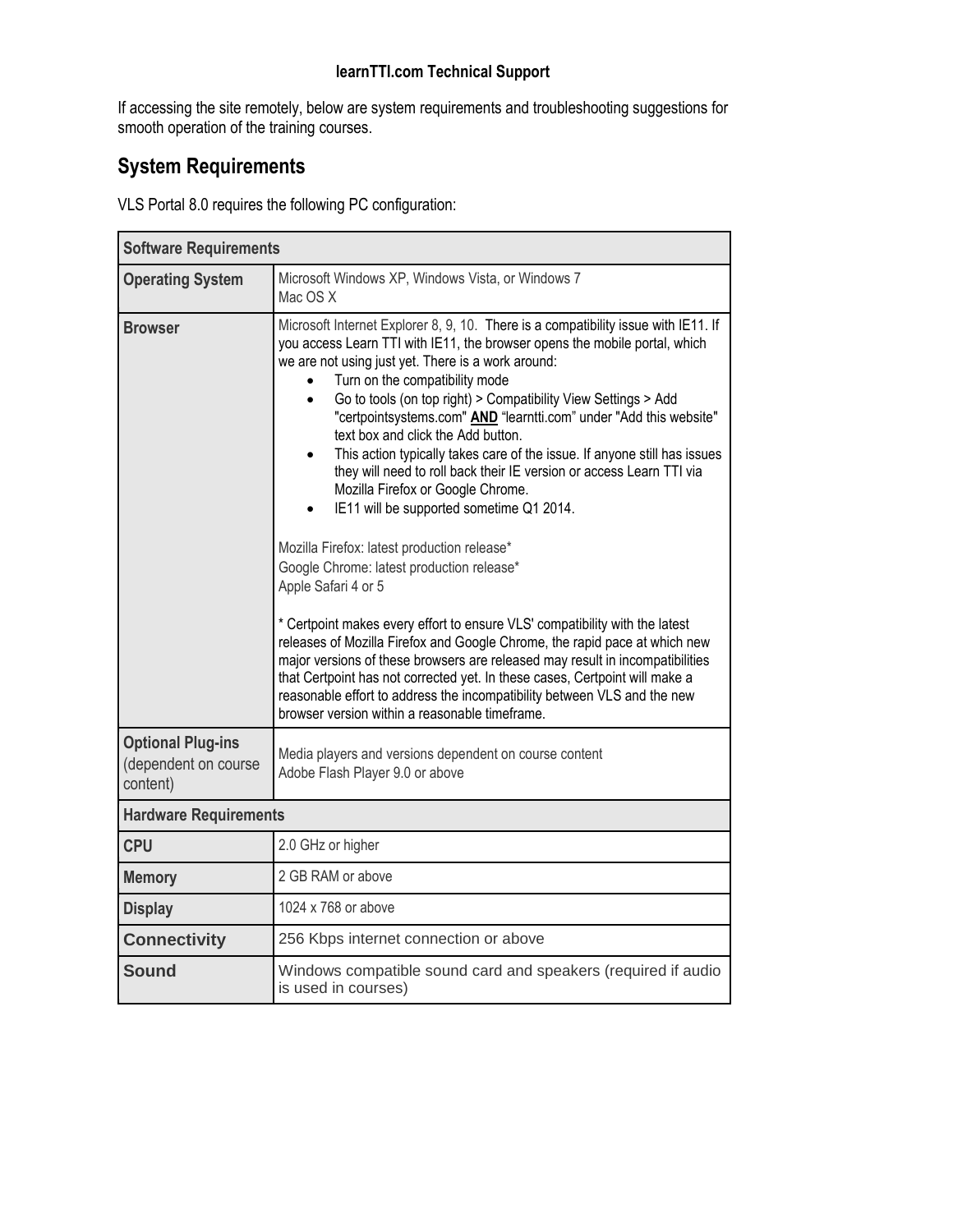**learnTTI.com Technical Support**

If accessing the site remotely, below are system requirements and troubleshooting suggestions for smooth operation of the training courses.

## System Requirements

VLS Portal 8.0 requires the following PC configuration:

| **Software Requirements** | |
|---|---|
| **Operating System** | Microsoft Windows XP, Windows Vista, or Windows 7<br>Mac OS X |
| **Browser** | Microsoft Internet Explorer 8, 9, 10. There is a compatibility issue with IE11. If you access Learn TTI with IE11, the browser opens the mobile portal, which we are not using just yet. There is a work around:<br>• Turn on the compatibility mode<br>• Go to tools (on top right) > Compatibility View Settings > Add "certpointsystems.com" **AND** "learntti.com" under "Add this website" text box and click the Add button.<br>• This action typically takes care of the issue. If anyone still has issues they will need to roll back their IE version or access Learn TTI via Mozilla Firefox or Google Chrome.<br>• IE11 will be supported sometime Q1 2014.<br><br>Mozilla Firefox: latest production release*<br>Google Chrome: latest production release*<br>Apple Safari 4 or 5<br><br>* Certpoint makes every effort to ensure VLS' compatibility with the latest releases of Mozilla Firefox and Google Chrome, the rapid pace at which new major versions of these browsers are released may result in incompatibilities that Certpoint has not corrected yet. In these cases, Certpoint will make a reasonable effort to address the incompatibility between VLS and the new browser version within a reasonable timeframe. |
| **Optional Plug-ins** (dependent on course content) | Media players and versions dependent on course content<br>Adobe Flash Player 9.0 or above |
| **Hardware Requirements** | |
| **CPU** | 2.0 GHz or higher |
| **Memory** | 2 GB RAM or above |
| **Display** | 1024 x 768 or above |
| **Connectivity** | 256 Kbps internet connection or above |
| **Sound** | Windows compatible sound card and speakers (required if audio is used in courses) |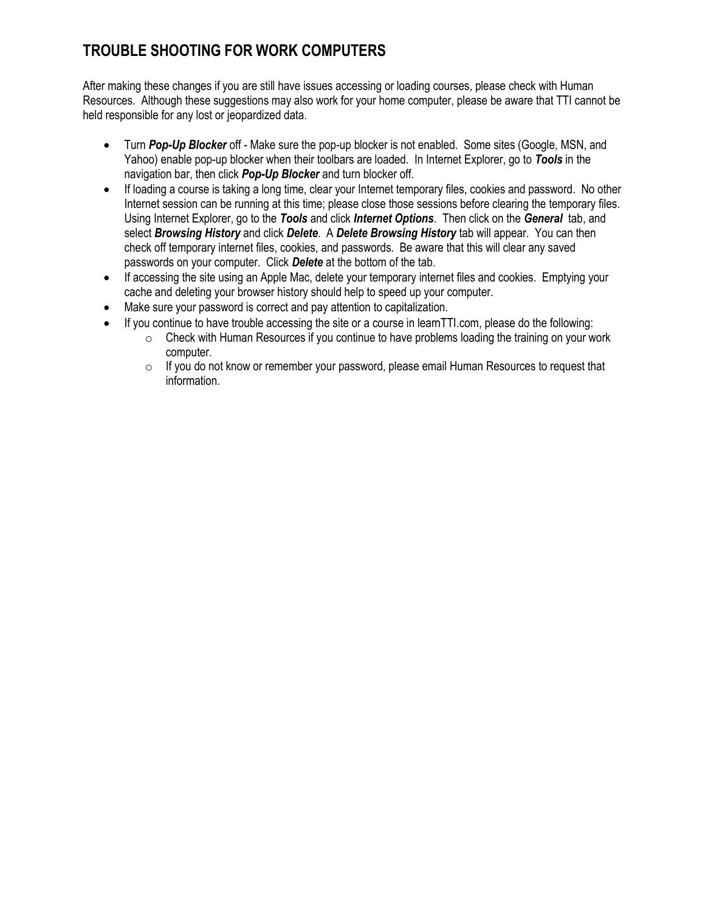## TROUBLE SHOOTING FOR WORK COMPUTERS

After making these changes if you are still have issues accessing or loading courses, please check with Human Resources. Although these suggestions may also work for your home computer, please be aware that TTI cannot be held responsible for any lost or jeopardized data.

- Turn ***Pop-Up Blocker*** off - Make sure the pop-up blocker is not enabled. Some sites (Google, MSN, and Yahoo) enable pop-up blocker when their toolbars are loaded. In Internet Explorer, go to ***Tools*** in the navigation bar, then click ***Pop-Up Blocker*** and turn blocker off.
- If loading a course is taking a long time, clear your Internet temporary files, cookies and password. No other Internet session can be running at this time; please close those sessions before clearing the temporary files. Using Internet Explorer, go to the ***Tools*** and click ***Internet Options***. Then click on the ***General*** tab, and select ***Browsing History*** and click ***Delete***. A ***Delete Browsing History*** tab will appear. You can then check off temporary internet files, cookies, and passwords. Be aware that this will clear any saved passwords on your computer. Click ***Delete*** at the bottom of the tab.
- If accessing the site using an Apple Mac, delete your temporary internet files and cookies. Emptying your cache and deleting your browser history should help to speed up your computer.
- Make sure your password is correct and pay attention to capitalization.
- If you continue to have trouble accessing the site or a course in learnTTI.com, please do the following:
    - Check with Human Resources if you continue to have problems loading the training on your work computer.
    - If you do not know or remember your password, please email Human Resources to request that information.